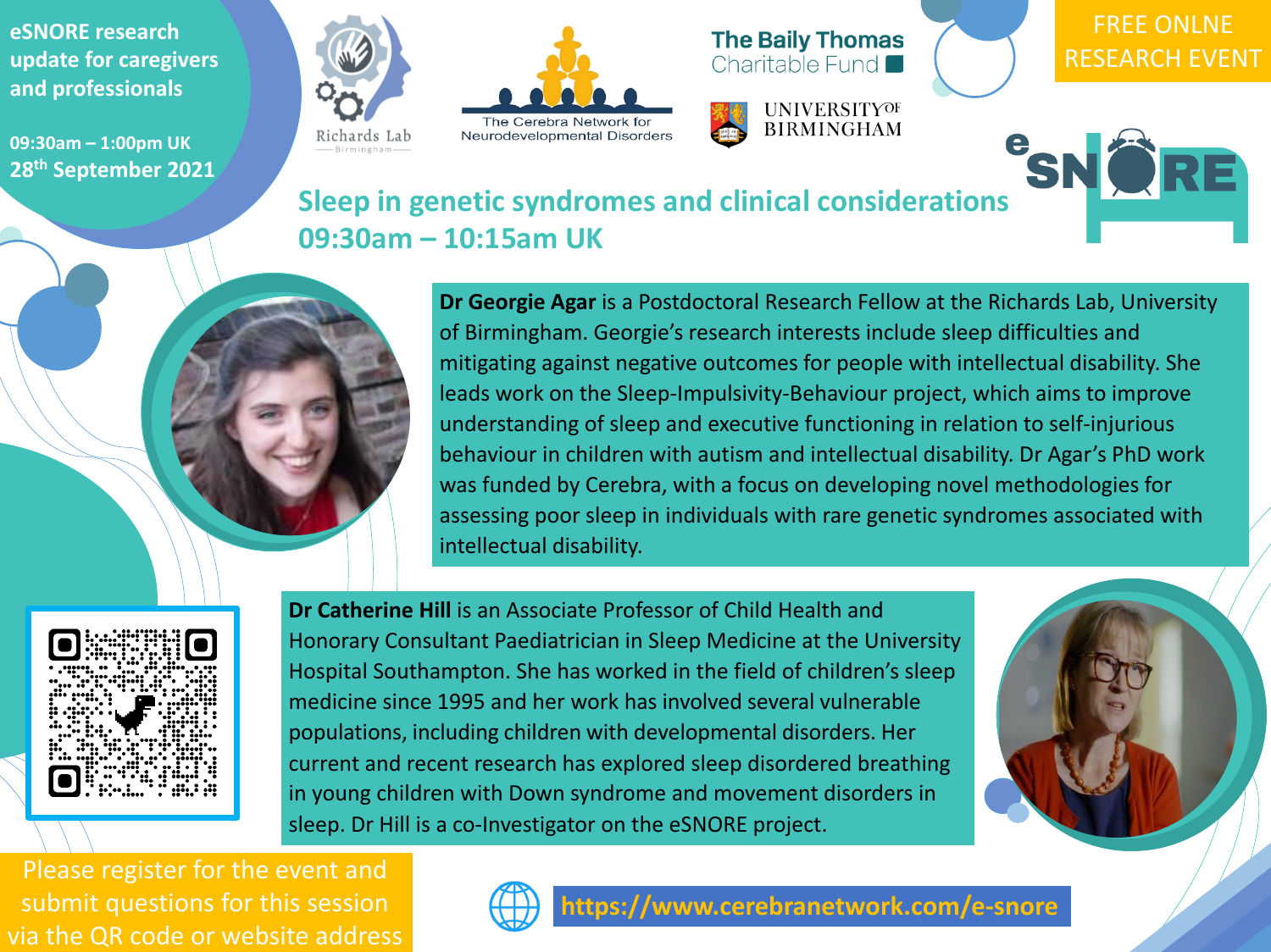eSNORE research update for caregivers and professionals

09:30am – 1:00pm UK
28th September 2021

FREE ONLNE RESEARCH EVENT

Richards Lab Birmingham

The Cerebra Network for Neurodevelopmental Disorders

The Baily Thomas Charitable Fund

UNIVERSITY OF BIRMINGHAM

eSNORE

## Sleep in genetic syndromes and clinical considerations 09:30am – 10:15am UK

**Dr Georgie Agar** is a Postdoctoral Research Fellow at the Richards Lab, University of Birmingham. Georgie's research interests include sleep difficulties and mitigating against negative outcomes for people with intellectual disability. She leads work on the Sleep-Impulsivity-Behaviour project, which aims to improve understanding of sleep and executive functioning in relation to self-injurious behaviour in children with autism and intellectual disability. Dr Agar's PhD work was funded by Cerebra, with a focus on developing novel methodologies for assessing poor sleep in individuals with rare genetic syndromes associated with intellectual disability.

**Dr Catherine Hill** is an Associate Professor of Child Health and Honorary Consultant Paediatrician in Sleep Medicine at the University Hospital Southampton. She has worked in the field of children's sleep medicine since 1995 and her work has involved several vulnerable populations, including children with developmental disorders. Her current and recent research has explored sleep disordered breathing in young children with Down syndrome and movement disorders in sleep. Dr Hill is a co-Investigator on the eSNORE project.

Please register for the event and submit questions for this session via the QR code or website address

https://www.cerebranetwork.com/e-snore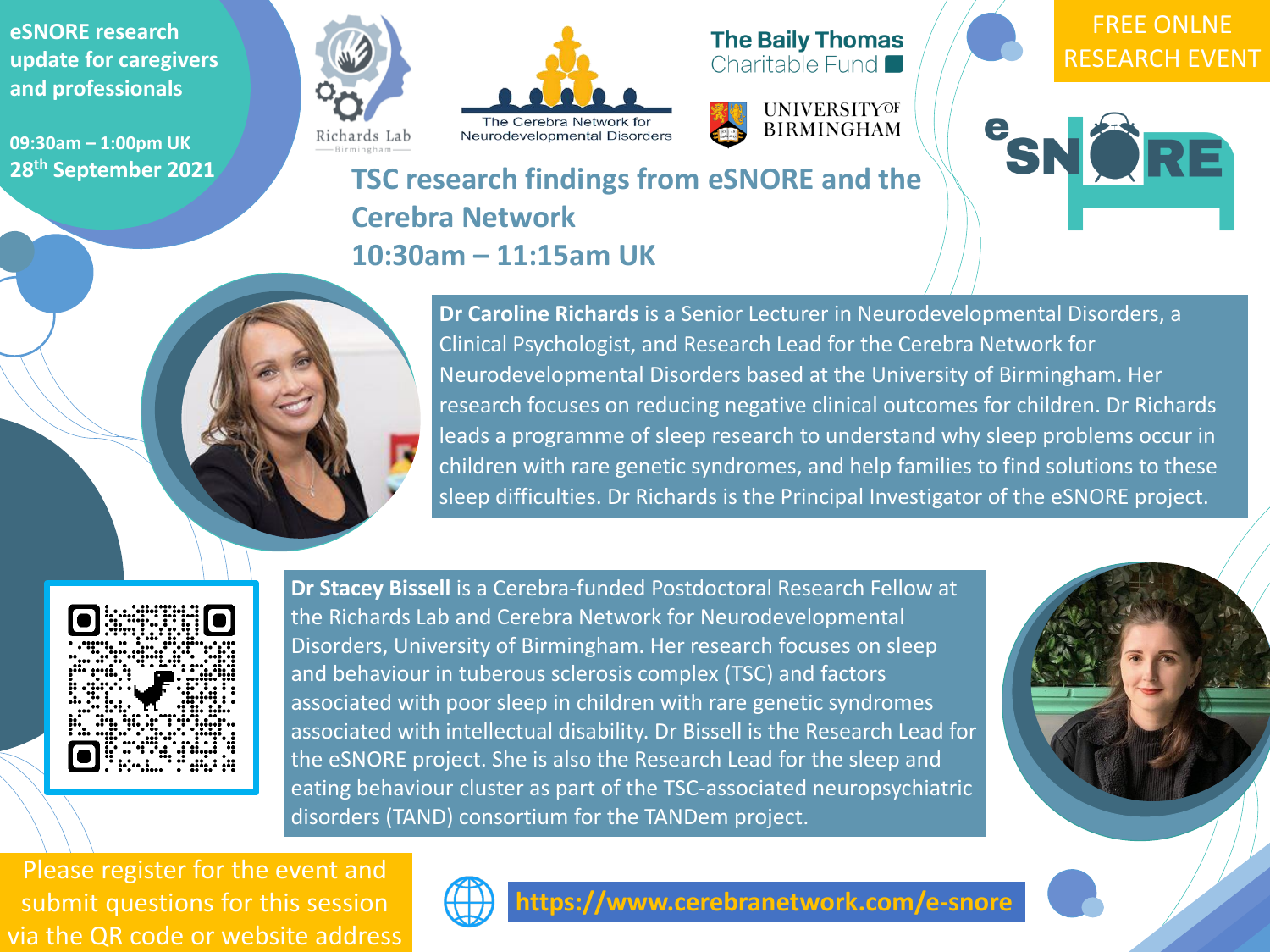eSNORE research update for caregivers and professionals

09:30am – 1:00pm UK
28th September 2021

FREE ONLNE RESEARCH EVENT

Richards Lab Birmingham

The Cerebra Network for Neurodevelopmental Disorders

The Baily Thomas Charitable Fund

UNIVERSITY OF BIRMINGHAM

eSNORE

# TSC research findings from eSNORE and the Cerebra Network

## 10:30am – 11:15am UK

**Dr Caroline Richards** is a Senior Lecturer in Neurodevelopmental Disorders, a Clinical Psychologist, and Research Lead for the Cerebra Network for Neurodevelopmental Disorders based at the University of Birmingham. Her research focuses on reducing negative clinical outcomes for children. Dr Richards leads a programme of sleep research to understand why sleep problems occur in children with rare genetic syndromes, and help families to find solutions to these sleep difficulties. Dr Richards is the Principal Investigator of the eSNORE project.

**Dr Stacey Bissell** is a Cerebra-funded Postdoctoral Research Fellow at the Richards Lab and Cerebra Network for Neurodevelopmental Disorders, University of Birmingham. Her research focuses on sleep and behaviour in tuberous sclerosis complex (TSC) and factors associated with poor sleep in children with rare genetic syndromes associated with intellectual disability. Dr Bissell is the Research Lead for the eSNORE project. She is also the Research Lead for the sleep and eating behaviour cluster as part of the TSC-associated neuropsychiatric disorders (TAND) consortium for the TANDem project.

Please register for the event and submit questions for this session via the QR code or website address

https://www.cerebranetwork.com/e-snore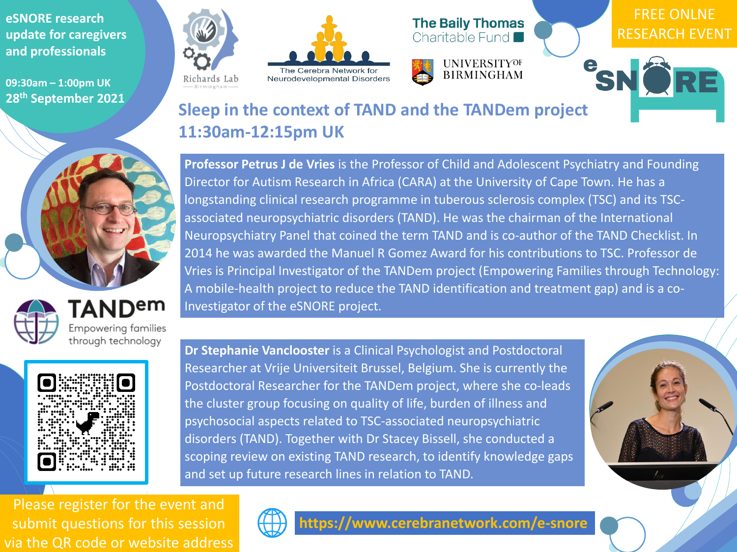eSNORE research update for caregivers and professionals

09:30am – 1:00pm UK
28th September 2021

Richards Lab Birmingham

The Cerebra Network for Neurodevelopmental Disorders

The Baily Thomas Charitable Fund

UNIVERSITY OF BIRMINGHAM

FREE ONLNE RESEARCH EVENT

eSNORE

# Sleep in the context of TAND and the TANDem project 11:30am-12:15pm UK

**Professor Petrus J de Vries** is the Professor of Child and Adolescent Psychiatry and Founding Director for Autism Research in Africa (CARA) at the University of Cape Town. He has a longstanding clinical research programme in tuberous sclerosis complex (TSC) and its TSC-associated neuropsychiatric disorders (TAND). He was the chairman of the International Neuropsychiatry Panel that coined the term TAND and is co-author of the TAND Checklist. In 2014 he was awarded the Manuel R Gomez Award for his contributions to TSC. Professor de Vries is Principal Investigator of the TANDem project (Empowering Families through Technology: A mobile-health project to reduce the TAND identification and treatment gap) and is a co-Investigator of the eSNORE project.

TANDem
Empowering families through technology

**Dr Stephanie Vanclooster** is a Clinical Psychologist and Postdoctoral Researcher at Vrije Universiteit Brussel, Belgium. She is currently the Postdoctoral Researcher for the TANDem project, where she co-leads the cluster group focusing on quality of life, burden of illness and psychosocial aspects related to TSC-associated neuropsychiatric disorders (TAND). Together with Dr Stacey Bissell, she conducted a scoping review on existing TAND research, to identify knowledge gaps and set up future research lines in relation to TAND.

Please register for the event and submit questions for this session via the QR code or website address

https://www.cerebranetwork.com/e-snore